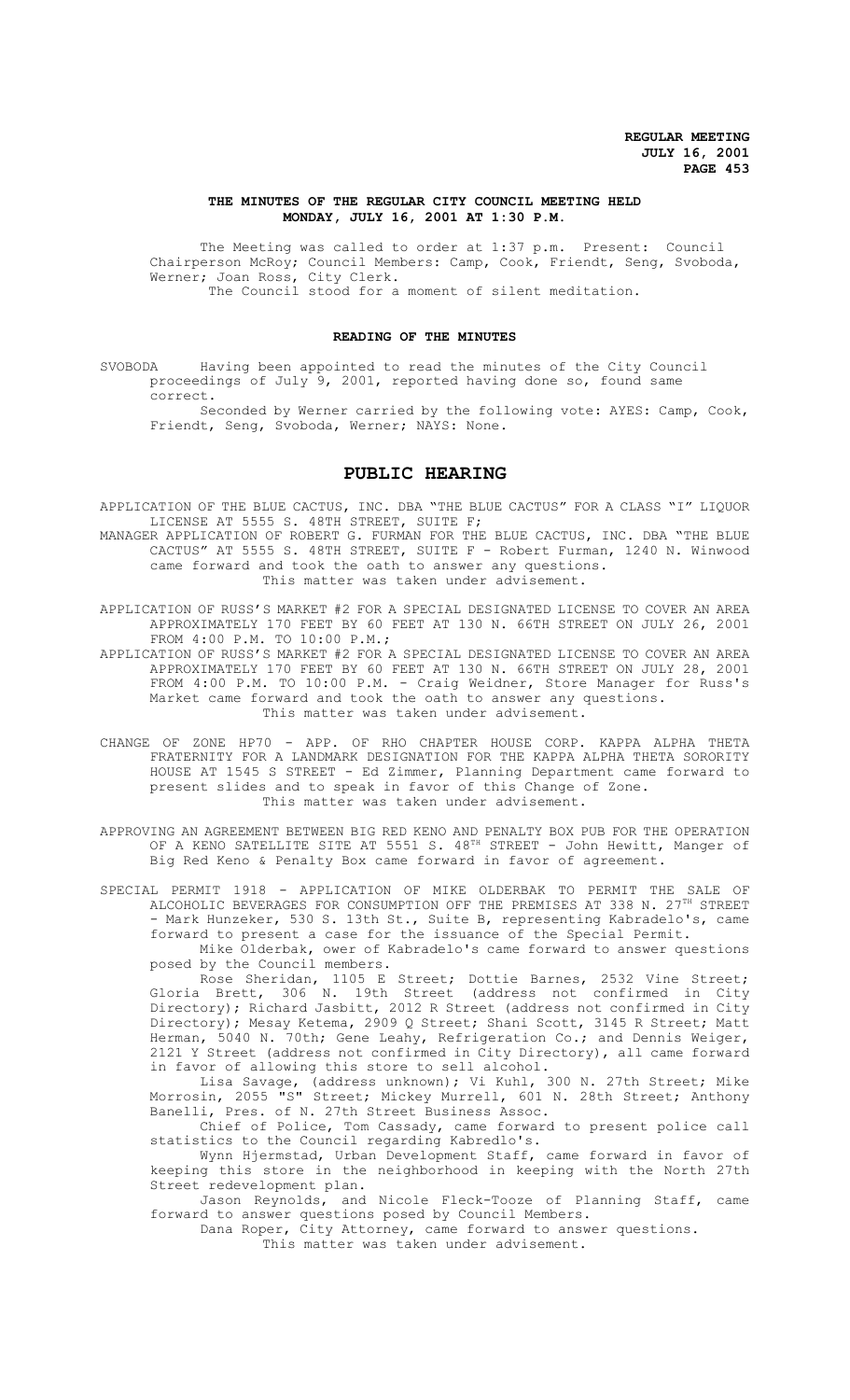**THE MINUTES OF THE REGULAR CITY COUNCIL MEETING HELD MONDAY, JULY 16, 2001 AT 1:30 P.M.**

The Meeting was called to order at 1:37 p.m. Present: Council Chairperson McRoy; Council Members: Camp, Cook, Friendt, Seng, Svoboda, Werner; Joan Ross, City Clerk.

The Council stood for a moment of silent meditation.

**READING OF THE MINUTES**

SVOBODA Having been appointed to read the minutes of the City Council proceedings of July 9, 2001, reported having done so, found same correct.

Seconded by Werner carried by the following vote: AYES: Camp, Cook, Friendt, Seng, Svoboda, Werner; NAYS: None.

# PUBLIC HEARING

APPLICATION OF THE BLUE CACTUS, INC. DBA "THE BLUE CACTUS" FOR A CLASS "I" LIQUOR LICENSE AT 5555 S. 48TH STREET, SUITE F;

MANAGER APPLICATION OF ROBERT G. FURMAN FOR THE BLUE CACTUS, INC. DBA "THE BLUE CACTUS" AT 5555 S. 48TH STREET, SUITE F - Robert Furman, 1240 N. Winwood came forward and took the oath to answer any questions.

This matter was taken under advisement.

APPLICATION OF RUSS'S MARKET #2 FOR A SPECIAL DESIGNATED LICENSE TO COVER AN AREA APPROXIMATELY 170 FEET BY 60 FEET AT 130 N. 66TH STREET ON JULY 26, 2001 FROM 4:00 P.M. TO 10:00 P.M.;

APPLICATION OF RUSS'S MARKET #2 FOR A SPECIAL DESIGNATED LICENSE TO COVER AN AREA APPROXIMATELY 170 FEET BY 60 FEET AT 130 N. 66TH STREET ON JULY 28, 2001 FROM 4:00 P.M. TO 10:00 P.M. - Craig Weidner, Store Manager for Russ's Market came forward and took the oath to answer any questions.

This matter was taken under advisement.

CHANGE OF ZONE HP70 - APP. OF RHO CHAPTER HOUSE CORP. KAPPA ALPHA THETA FRATERNITY FOR A LANDMARK DESIGNATION FOR THE KAPPA ALPHA THETA SORORITY HOUSE AT 1545 S STREET - Ed Zimmer, Planning Department came forward to present slides and to speak in favor of this Change of Zone.

This matter was taken under advisement.

APPROVING AN AGREEMENT BETWEEN BIG RED KENO AND PENALTY BOX PUB FOR THE OPERATION OF A KENO SATELLITE SITE AT 5551 S. 48TH STREET - John Hewitt, Manger of Big Red Keno & Penalty Box came forward in favor of agreement.

SPECIAL PERMIT 1918 - APPLICATION OF MIKE OLDERBAK TO PERMIT THE SALE OF ALCOHOLIC BEVERAGES FOR CONSUMPTION OFF THE PREMISES AT 338 N. 27TH STREET - Mark Hunzeker, 530 S. 13th St., Suite B, representing Kabradelo's, came forward to present a case for the issuance of the Special Permit.

Mike Olderbak, ower of Kabradelo's came forward to answer questions posed by the Council members.

Rose Sheridan, 1105 E Street; Dottie Barnes, 2532 Vine Street; Gloria Brett, 306 N. 19th Street (address not confirmed in City Directory); Richard Jasbitt, 2012 R Street (address not confirmed in City Directory); Mesay Ketema, 2909 Q Street; Shani Scott, 3145 R Street; Matt Herman, 5040 N. 70th; Gene Leahy, Refrigeration Co.; and Dennis Weiger, 2121 Y Street (address not confirmed in City Directory), all came forward in favor of allowing this store to sell alcohol.

Lisa Savage, (address unknown); Vi Kuhl, 300 N. 27th Street; Mike Morrosin, 2055 "S" Street; Mickey Murrell, 601 N. 28th Street; Anthony Banelli, Pres. of N. 27th Street Business Assoc.

Chief of Police, Tom Cassady, came forward to present police call statistics to the Council regarding Kabredlo's.

Wynn Hjermstad, Urban Development Staff, came forward in favor of keeping this store in the neighborhood in keeping with the North 27th Street redevelopment plan.

Jason Reynolds, and Nicole Fleck-Tooze of Planning Staff, came forward to answer questions posed by Council Members.

Dana Roper, City Attorney, came forward to answer questions.

This matter was taken under advisement.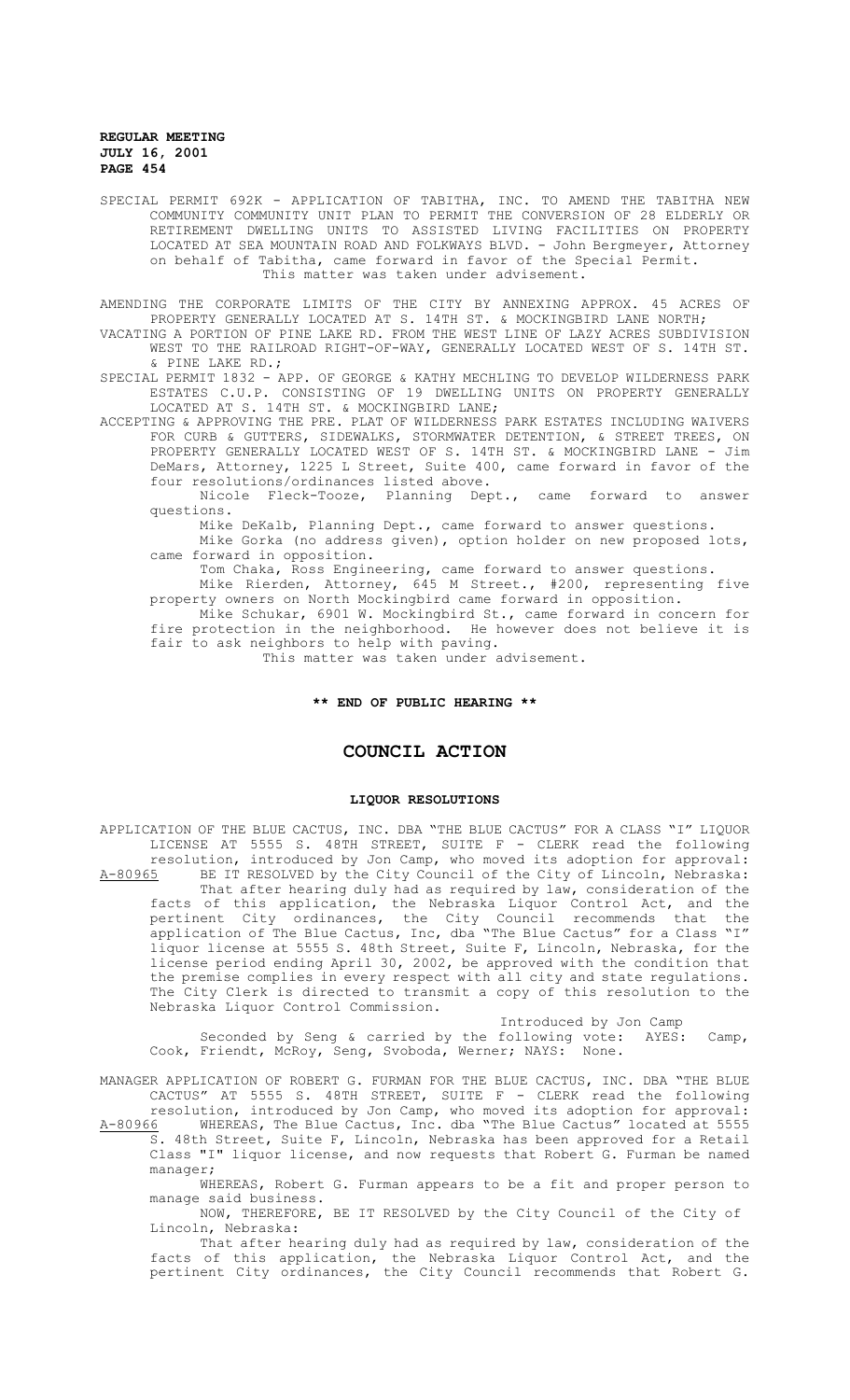SPECIAL PERMIT 692K - APPLICATION OF TABITHA, INC. TO AMEND THE TABITHA NEW COMMUNITY COMMUNITY UNIT PLAN TO PERMIT THE CONVERSION OF 28 ELDERLY OR RETIREMENT DWELLING UNITS TO ASSISTED LIVING FACILITIES ON PROPERTY LOCATED AT SEA MOUNTAIN ROAD AND FOLKWAYS BLVD. - John Bergmeyer, Attorney on behalf of Tabitha, came forward in favor of the Special Permit.

This matter was taken under advisement.

AMENDING THE CORPORATE LIMITS OF THE CITY BY ANNEXING APPROX. 45 ACRES OF PROPERTY GENERALLY LOCATED AT S. 14TH ST. & MOCKINGBIRD LANE NORTH;

VACATING A PORTION OF PINE LAKE RD. FROM THE WEST LINE OF LAZY ACRES SUBDIVISION WEST TO THE RAILROAD RIGHT-OF-WAY, GENERALLY LOCATED WEST OF S. 14TH ST. & PINE LAKE RD.;

SPECIAL PERMIT 1832 - APP. OF GEORGE & KATHY MECHLING TO DEVELOP WILDERNESS PARK ESTATES C.U.P. CONSISTING OF 19 DWELLING UNITS ON PROPERTY GENERALLY LOCATED AT S. 14TH ST. & MOCKINGBIRD LANE;

ACCEPTING & APPROVING THE PRE. PLAT OF WILDERNESS PARK ESTATES INCLUDING WAIVERS FOR CURB & GUTTERS, SIDEWALKS, STORMWATER DETENTION, & STREET TREES, ON PROPERTY GENERALLY LOCATED WEST OF S. 14TH ST. & MOCKINGBIRD LANE - Jim DeMars, Attorney, 1225 L Street, Suite 400, came forward in favor of the four resolutions/ordinances listed above.

Nicole Fleck-Tooze, Planning Dept., came forward to answer questions.

Mike DeKalb, Planning Dept., came forward to answer questions.

Mike Gorka (no address given), option holder on new proposed lots, came forward in opposition.

Tom Chaka, Ross Engineering, came forward to answer questions.

Mike Rierden, Attorney, 645 M Street., #200, representing five property owners on North Mockingbird came forward in opposition.

Mike Schukar, 6901 W. Mockingbird St., came forward in concern for fire protection in the neighborhood. He however does not believe it is fair to ask neighbors to help with paving.

This matter was taken under advisement.

**\*\* END OF PUBLIC HEARING \*\***

# COUNCIL ACTION

## LIQUOR RESOLUTIONS

APPLICATION OF THE BLUE CACTUS, INC. DBA "THE BLUE CACTUS" FOR A CLASS "I" LIQUOR LICENSE AT 5555 S. 48TH STREET, SUITE F - CLERK read the following resolution, introduced by Jon Camp, who moved its adoption for approval:

A-80965 BE IT RESOLVED by the City Council of the City of Lincoln, Nebraska:

That after hearing duly had as required by law, consideration of the facts of this application, the Nebraska Liquor Control Act, and the pertinent City ordinances, the City Council recommends that the application of The Blue Cactus, Inc, dba "The Blue Cactus" for a Class "I" liquor license at 5555 S. 48th Street, Suite F, Lincoln, Nebraska, for the license period ending April 30, 2002, be approved with the condition that the premise complies in every respect with all city and state regulations. The City Clerk is directed to transmit a copy of this resolution to the Nebraska Liquor Control Commission.

Introduced by Jon Camp

Seconded by Seng & carried by the following vote: AYES: Camp, Cook, Friendt, McRoy, Seng, Svoboda, Werner; NAYS: None.

MANAGER APPLICATION OF ROBERT G. FURMAN FOR THE BLUE CACTUS, INC. DBA "THE BLUE CACTUS" AT 5555 S. 48TH STREET, SUITE F - CLERK read the following resolution, introduced by Jon Camp, who moved its adoption for approval:

A-80966 WHEREAS, The Blue Cactus, Inc. dba "The Blue Cactus" located at 5555 S. 48th Street, Suite F, Lincoln, Nebraska has been approved for a Retail Class "I" liquor license, and now requests that Robert G. Furman be named manager;

WHEREAS, Robert G. Furman appears to be a fit and proper person to manage said business.

NOW, THEREFORE, BE IT RESOLVED by the City Council of the City of Lincoln, Nebraska:

That after hearing duly had as required by law, consideration of the facts of this application, the Nebraska Liquor Control Act, and the pertinent City ordinances, the City Council recommends that Robert G.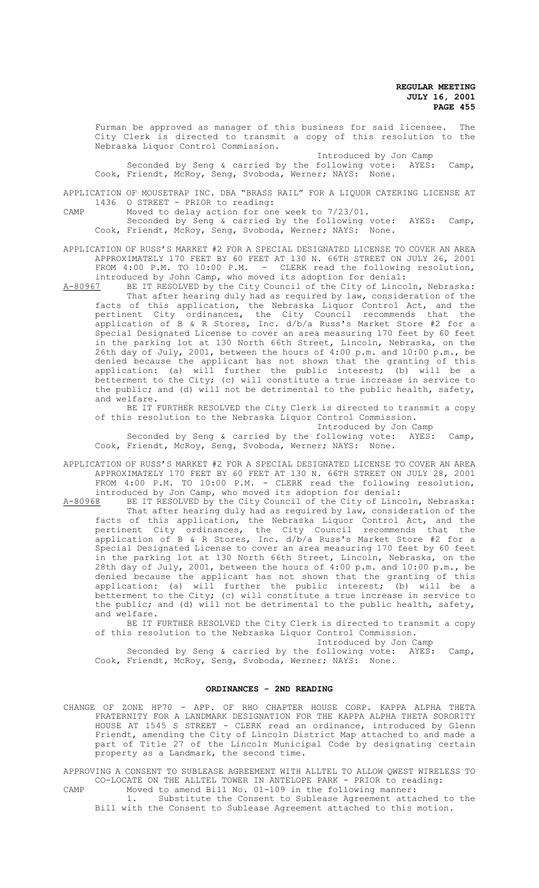Furman be approved as manager of this business for said licensee. The City Clerk is directed to transmit a copy of this resolution to the Nebraska Liquor Control Commission.

Introduced by Jon Camp

Seconded by Seng & carried by the following vote: AYES: Camp, Cook, Friendt, McRoy, Seng, Svoboda, Werner; NAYS: None.

APPLICATION OF MOUSETRAP INC. DBA "BRASS RAIL" FOR A LIQUOR CATERING LICENSE AT 1436 O STREET - PRIOR to reading:

CAMP Moved to delay action for one week to 7/23/01.

Seconded by Seng & carried by the following vote: AYES: Camp, Cook, Friendt, McRoy, Seng, Svoboda, Werner; NAYS: None.

APPLICATION OF RUSS'S MARKET #2 FOR A SPECIAL DESIGNATED LICENSE TO COVER AN AREA APPROXIMATELY 170 FEET BY 60 FEET AT 130 N. 66TH STREET ON JULY 26, 2001 FROM 4:00 P.M. TO 10:00 P.M. - CLERK read the following resolution, introduced by John Camp, who moved its adoption for denial:

A-80967 BE IT RESOLVED by the City Council of the City of Lincoln, Nebraska: That after hearing duly had as required by law, consideration of the facts of this application, the Nebraska Liquor Control Act, and the pertinent City ordinances, the City Council recommends that the application of B & R Stores, Inc. d/b/a Russ's Market Store #2 for a Special Designated License to cover an area measuring 170 feet by 60 feet in the parking lot at 130 North 66th Street, Lincoln, Nebraska, on the 26th day of July, 2001, between the hours of 4:00 p.m. and 10:00 p.m., be denied because the applicant has not shown that the granting of this application: (a) will further the public interest; (b) will be a betterment to the City; (c) will constitute a true increase in service to the public; and (d) will not be detrimental to the public health, safety, and welfare.

BE IT FURTHER RESOLVED the City Clerk is directed to transmit a copy of this resolution to the Nebraska Liquor Control Commission.

Introduced by Jon Camp

Seconded by Seng & carried by the following vote: AYES: Camp, Cook, Friendt, McRoy, Seng, Svoboda, Werner; NAYS: None.

APPLICATION OF RUSS'S MARKET #2 FOR A SPECIAL DESIGNATED LICENSE TO COVER AN AREA APPROXIMATELY 170 FEET BY 60 FEET AT 130 N. 66TH STREET ON JULY 28, 2001 FROM 4:00 P.M. TO 10:00 P.M. - CLERK read the following resolution, introduced by Jon Camp, who moved its adoption for denial:

A-80968 BE IT RESOLVED by the City Council of the City of Lincoln, Nebraska: That after hearing duly had as required by law, consideration of the facts of this application, the Nebraska Liquor Control Act, and the pertinent City ordinances, the City Council recommends that the application of B & R Stores, Inc. d/b/a Russ's Market Store #2 for a Special Designated License to cover an area measuring 170 feet by 60 feet in the parking lot at 130 North 66th Street, Lincoln, Nebraska, on the 28th day of July, 2001, between the hours of 4:00 p.m. and 10:00 p.m., be denied because the applicant has not shown that the granting of this application: (a) will further the public interest; (b) will be a betterment to the City; (c) will constitute a true increase in service to the public; and (d) will not be detrimental to the public health, safety, and welfare.

BE IT FURTHER RESOLVED the City Clerk is directed to transmit a copy of this resolution to the Nebraska Liquor Control Commission.

Introduced by Jon Camp

Seconded by Seng & carried by the following vote: AYES: Camp, Cook, Friendt, McRoy, Seng, Svoboda, Werner; NAYS: None.

## ORDINANCES - 2ND READING

CHANGE OF ZONE HP70 - APP. OF RHO CHAPTER HOUSE CORP. KAPPA ALPHA THETA FRATERNITY FOR A LANDMARK DESIGNATION FOR THE KAPPA ALPHA THETA SORORITY HOUSE AT 1545 S STREET - CLERK read an ordinance, introduced by Glenn Friendt, amending the City of Lincoln District Map attached to and made a part of Title 27 of the Lincoln Municipal Code by designating certain property as a Landmark, the second time.

APPROVING A CONSENT TO SUBLEASE AGREEMENT WITH ALLTEL TO ALLOW QWEST WIRELESS TO CO-LOCATE ON THE ALLTEL TOWER IN ANTELOPE PARK - PRIOR to reading:

CAMP Moved to amend Bill No. 01-109 in the following manner:

1. Substitute the Consent to Sublease Agreement attached to the Bill with the Consent to Sublease Agreement attached to this motion.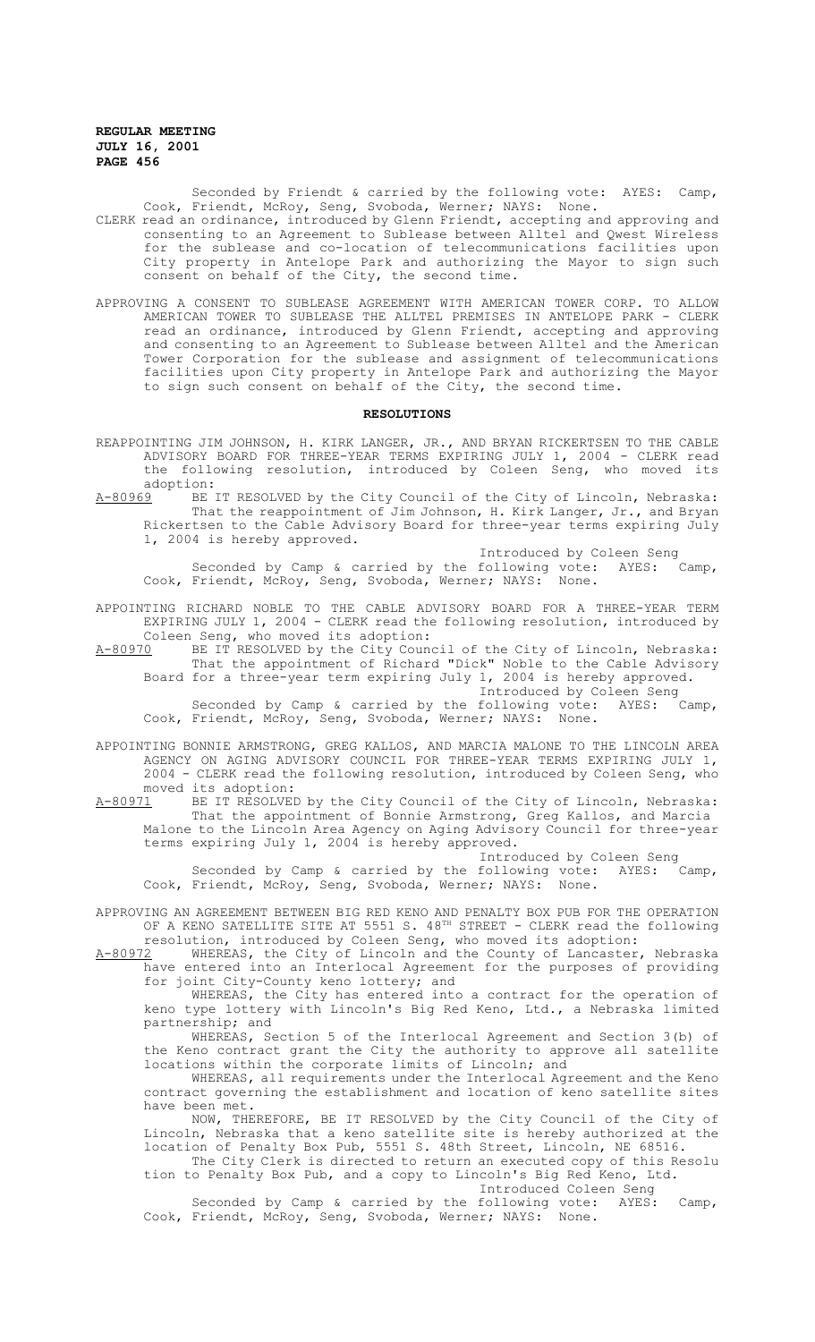Seconded by Friendt & carried by the following vote: AYES: Camp, Cook, Friendt, McRoy, Seng, Svoboda, Werner; NAYS: None.

CLERK read an ordinance, introduced by Glenn Friendt, accepting and approving and consenting to an Agreement to Sublease between Alltel and Qwest Wireless for the sublease and co-location of telecommunications facilities upon City property in Antelope Park and authorizing the Mayor to sign such consent on behalf of the City, the second time.

APPROVING A CONSENT TO SUBLEASE AGREEMENT WITH AMERICAN TOWER CORP. TO ALLOW AMERICAN TOWER TO SUBLEASE THE ALLTEL PREMISES IN ANTELOPE PARK - CLERK read an ordinance, introduced by Glenn Friendt, accepting and approving and consenting to an Agreement to Sublease between Alltel and the American Tower Corporation for the sublease and assignment of telecommunications facilities upon City property in Antelope Park and authorizing the Mayor to sign such consent on behalf of the City, the second time.

## RESOLUTIONS

REAPPOINTING JIM JOHNSON, H. KIRK LANGER, JR., AND BRYAN RICKERTSEN TO THE CABLE ADVISORY BOARD FOR THREE-YEAR TERMS EXPIRING JULY 1, 2004 - CLERK read the following resolution, introduced by Coleen Seng, who moved its adoption:

A-80969 BE IT RESOLVED by the City Council of the City of Lincoln, Nebraska: That the reappointment of Jim Johnson, H. Kirk Langer, Jr., and Bryan Rickertsen to the Cable Advisory Board for three-year terms expiring July 1, 2004 is hereby approved.

Introduced by Coleen Seng

Seconded by Camp & carried by the following vote: AYES: Camp, Cook, Friendt, McRoy, Seng, Svoboda, Werner; NAYS: None.

APPOINTING RICHARD NOBLE TO THE CABLE ADVISORY BOARD FOR A THREE-YEAR TERM EXPIRING JULY 1, 2004 - CLERK read the following resolution, introduced by Coleen Seng, who moved its adoption:

A-80970 BE IT RESOLVED by the City Council of the City of Lincoln, Nebraska: That the appointment of Richard "Dick" Noble to the Cable Advisory Board for a three-year term expiring July 1, 2004 is hereby approved.

Introduced by Coleen Seng

Seconded by Camp & carried by the following vote: AYES: Camp, Cook, Friendt, McRoy, Seng, Svoboda, Werner; NAYS: None.

APPOINTING BONNIE ARMSTRONG, GREG KALLOS, AND MARCIA MALONE TO THE LINCOLN AREA AGENCY ON AGING ADVISORY COUNCIL FOR THREE-YEAR TERMS EXPIRING JULY 1, 2004 - CLERK read the following resolution, introduced by Coleen Seng, who moved its adoption:

A-80971 BE IT RESOLVED by the City Council of the City of Lincoln, Nebraska: That the appointment of Bonnie Armstrong, Greg Kallos, and Marcia Malone to the Lincoln Area Agency on Aging Advisory Council for three-year terms expiring July 1, 2004 is hereby approved.

Introduced by Coleen Seng

Seconded by Camp & carried by the following vote: AYES: Camp, Cook, Friendt, McRoy, Seng, Svoboda, Werner; NAYS: None.

APPROVING AN AGREEMENT BETWEEN BIG RED KENO AND PENALTY BOX PUB FOR THE OPERATION OF A KENO SATELLITE SITE AT 5551 S. 48TH STREET - CLERK read the following resolution, introduced by Coleen Seng, who moved its adoption:

A-80972 WHEREAS, the City of Lincoln and the County of Lancaster, Nebraska have entered into an Interlocal Agreement for the purposes of providing for joint City-County keno lottery; and

WHEREAS, the City has entered into a contract for the operation of keno type lottery with Lincoln's Big Red Keno, Ltd., a Nebraska limited partnership; and

WHEREAS, Section 5 of the Interlocal Agreement and Section 3(b) of the Keno contract grant the City the authority to approve all satellite locations within the corporate limits of Lincoln; and

WHEREAS, all requirements under the Interlocal Agreement and the Keno contract governing the establishment and location of keno satellite sites have been met.

NOW, THEREFORE, BE IT RESOLVED by the City Council of the City of Lincoln, Nebraska that a keno satellite site is hereby authorized at the location of Penalty Box Pub, 5551 S. 48th Street, Lincoln, NE 68516.

The City Clerk is directed to return an executed copy of this Resolution to Penalty Box Pub, and a copy to Lincoln's Big Red Keno, Ltd.

Introduced Coleen Seng

Seconded by Camp & carried by the following vote: AYES: Camp, Cook, Friendt, McRoy, Seng, Svoboda, Werner; NAYS: None.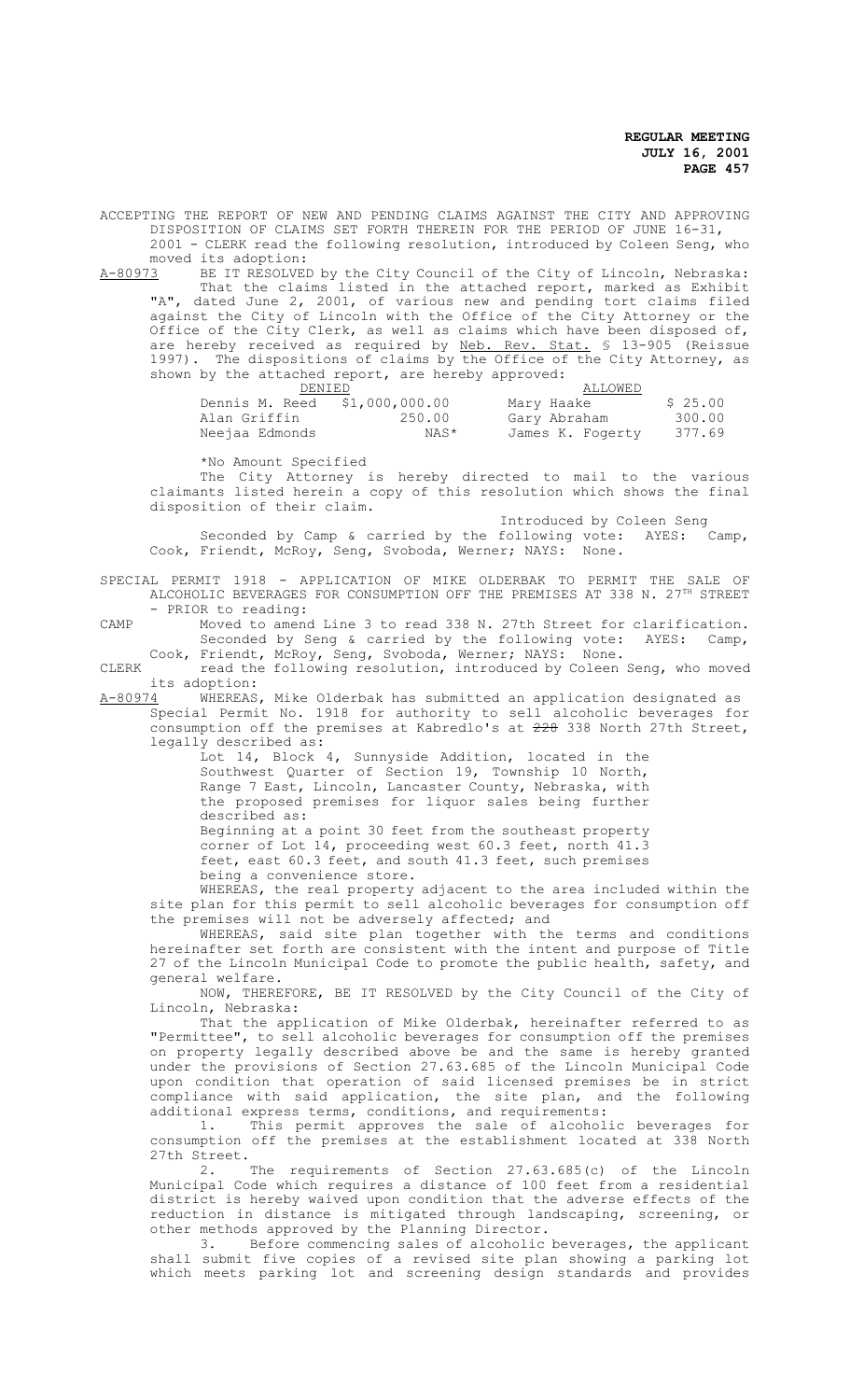ACCEPTING THE REPORT OF NEW AND PENDING CLAIMS AGAINST THE CITY AND APPROVING DISPOSITION OF CLAIMS SET FORTH THEREIN FOR THE PERIOD OF JUNE 16-31, 2001 - CLERK read the following resolution, introduced by Coleen Seng, who moved its adoption:

A-80973 BE IT RESOLVED by the City Council of the City of Lincoln, Nebraska: That the claims listed in the attached report, marked as Exhibit "A", dated June 2, 2001, of various new and pending tort claims filed against the City of Lincoln with the Office of the City Attorney or the Office of the City Clerk, as well as claims which have been disposed of, are hereby received as required by Neb. Rev. Stat. § 13-905 (Reissue 1997). The dispositions of claims by the Office of the City Attorney, as shown by the attached report, are hereby approved:

| DENIED | | ALLOWED | |
|---|---|---|---|
| Dennis M. Reed | $1,000,000.00 | Mary Haake | $ 25.00 |
| Alan Griffin | 250.00 | Gary Abraham | 300.00 |
| Neejaa Edmonds | NAS* | James K. Fogerty | 377.69 |

*No Amount Specified

The City Attorney is hereby directed to mail to the various claimants listed herein a copy of this resolution which shows the final disposition of their claim.

Introduced by Coleen Seng

Seconded by Camp & carried by the following vote: AYES: Camp, Cook, Friendt, McRoy, Seng, Svoboda, Werner; NAYS: None.

SPECIAL PERMIT 1918 - APPLICATION OF MIKE OLDERBAK TO PERMIT THE SALE OF ALCOHOLIC BEVERAGES FOR CONSUMPTION OFF THE PREMISES AT 338 N. 27TH STREET - PRIOR to reading:

CAMP Moved to amend Line 3 to read 338 N. 27th Street for clarification.

Seconded by Seng & carried by the following vote: AYES: Camp, Cook, Friendt, McRoy, Seng, Svoboda, Werner; NAYS: None.

CLERK read the following resolution, introduced by Coleen Seng, who moved its adoption:

A-80974 WHEREAS, Mike Olderbak has submitted an application designated as Special Permit No. 1918 for authority to sell alcoholic beverages for consumption off the premises at Kabredlo's at ~~228~~ 338 North 27th Street, legally described as:

> Lot 14, Block 4, Sunnyside Addition, located in the Southwest Quarter of Section 19, Township 10 North, Range 7 East, Lincoln, Lancaster County, Nebraska, with the proposed premises for liquor sales being further described as:
>
> Beginning at a point 30 feet from the southeast property corner of Lot 14, proceeding west 60.3 feet, north 41.3 feet, east 60.3 feet, and south 41.3 feet, such premises being a convenience store.

WHEREAS, the real property adjacent to the area included within the site plan for this permit to sell alcoholic beverages for consumption off the premises will not be adversely affected; and

WHEREAS, said site plan together with the terms and conditions hereinafter set forth are consistent with the intent and purpose of Title 27 of the Lincoln Municipal Code to promote the public health, safety, and general welfare.

NOW, THEREFORE, BE IT RESOLVED by the City Council of the City of Lincoln, Nebraska:

That the application of Mike Olderbak, hereinafter referred to as "Permittee", to sell alcoholic beverages for consumption off the premises on property legally described above be and the same is hereby granted under the provisions of Section 27.63.685 of the Lincoln Municipal Code upon condition that operation of said licensed premises be in strict compliance with said application, the site plan, and the following additional express terms, conditions, and requirements:

1. This permit approves the sale of alcoholic beverages for consumption off the premises at the establishment located at 338 North 27th Street.

2. The requirements of Section 27.63.685(c) of the Lincoln Municipal Code which requires a distance of 100 feet from a residential district is hereby waived upon condition that the adverse effects of the reduction in distance is mitigated through landscaping, screening, or other methods approved by the Planning Director.

3. Before commencing sales of alcoholic beverages, the applicant shall submit five copies of a revised site plan showing a parking lot which meets parking lot and screening design standards and provides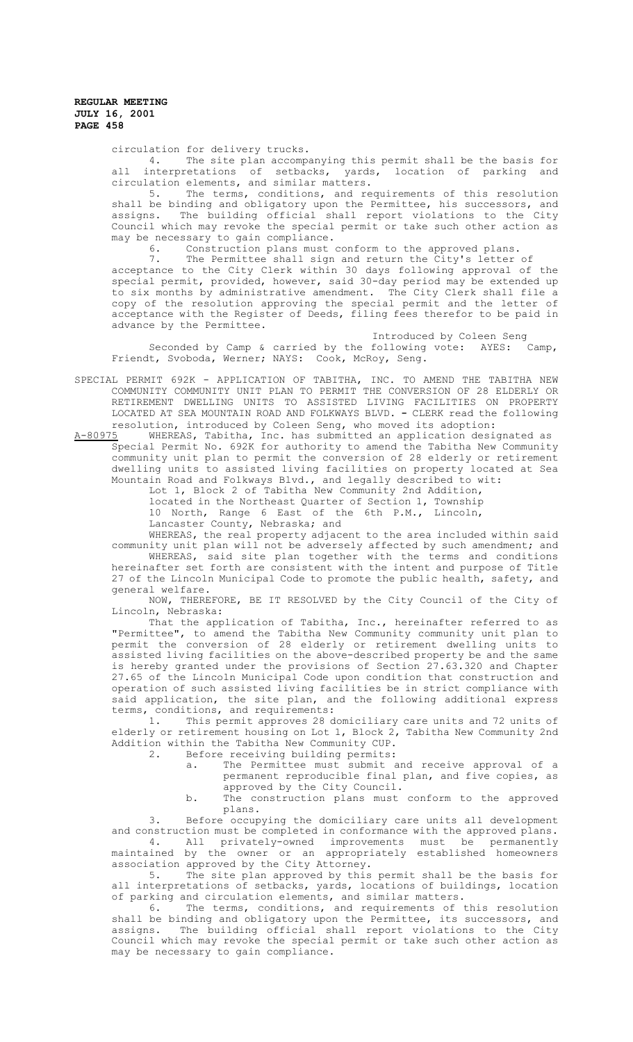circulation for delivery trucks.

4. The site plan accompanying this permit shall be the basis for all interpretations of setbacks, yards, location of parking and circulation elements, and similar matters.

5. The terms, conditions, and requirements of this resolution shall be binding and obligatory upon the Permittee, his successors, and assigns. The building official shall report violations to the City Council which may revoke the special permit or take such other action as may be necessary to gain compliance.

6. Construction plans must conform to the approved plans.

7. The Permittee shall sign and return the City's letter of acceptance to the City Clerk within 30 days following approval of the special permit, provided, however, said 30-day period may be extended up to six months by administrative amendment. The City Clerk shall file a copy of the resolution approving the special permit and the letter of acceptance with the Register of Deeds, filing fees therefor to be paid in advance by the Permittee.

Introduced by Coleen Seng

Seconded by Camp & carried by the following vote: AYES: Camp, Friendt, Svoboda, Werner; NAYS: Cook, McRoy, Seng.

SPECIAL PERMIT 692K - APPLICATION OF TABITHA, INC. TO AMEND THE TABITHA NEW COMMUNITY COMMUNITY UNIT PLAN TO PERMIT THE CONVERSION OF 28 ELDERLY OR RETIREMENT DWELLING UNITS TO ASSISTED LIVING FACILITIES ON PROPERTY LOCATED AT SEA MOUNTAIN ROAD AND FOLKWAYS BLVD. - CLERK read the following resolution, introduced by Coleen Seng, who moved its adoption:

A-80975 WHEREAS, Tabitha, Inc. has submitted an application designated as Special Permit No. 692K for authority to amend the Tabitha New Community community unit plan to permit the conversion of 28 elderly or retirement dwelling units to assisted living facilities on property located at Sea Mountain Road and Folkways Blvd., and legally described to wit:

Lot 1, Block 2 of Tabitha New Community 2nd Addition, located in the Northeast Quarter of Section 1, Township 10 North, Range 6 East of the 6th P.M., Lincoln, Lancaster County, Nebraska; and

WHEREAS, the real property adjacent to the area included within said community unit plan will not be adversely affected by such amendment; and

WHEREAS, said site plan together with the terms and conditions hereinafter set forth are consistent with the intent and purpose of Title 27 of the Lincoln Municipal Code to promote the public health, safety, and general welfare.

NOW, THEREFORE, BE IT RESOLVED by the City Council of the City of Lincoln, Nebraska:

That the application of Tabitha, Inc., hereinafter referred to as "Permittee", to amend the Tabitha New Community community unit plan to permit the conversion of 28 elderly or retirement dwelling units to assisted living facilities on the above-described property be and the same is hereby granted under the provisions of Section 27.63.320 and Chapter 27.65 of the Lincoln Municipal Code upon condition that construction and operation of such assisted living facilities be in strict compliance with said application, the site plan, and the following additional express terms, conditions, and requirements:

1. This permit approves 28 domiciliary care units and 72 units of elderly or retirement housing on Lot 1, Block 2, Tabitha New Community 2nd Addition within the Tabitha New Community CUP.

2. Before receiving building permits:
   a. The Permittee must submit and receive approval of a permanent reproducible final plan, and five copies, as approved by the City Council.
   b. The construction plans must conform to the approved plans.

3. Before occupying the domiciliary care units all development and construction must be completed in conformance with the approved plans.

4. All privately-owned improvements must be permanently maintained by the owner or an appropriately established homeowners association approved by the City Attorney.

5. The site plan approved by this permit shall be the basis for all interpretations of setbacks, yards, locations of buildings, location of parking and circulation elements, and similar matters.

6. The terms, conditions, and requirements of this resolution shall be binding and obligatory upon the Permittee, its successors, and assigns. The building official shall report violations to the City Council which may revoke the special permit or take such other action as may be necessary to gain compliance.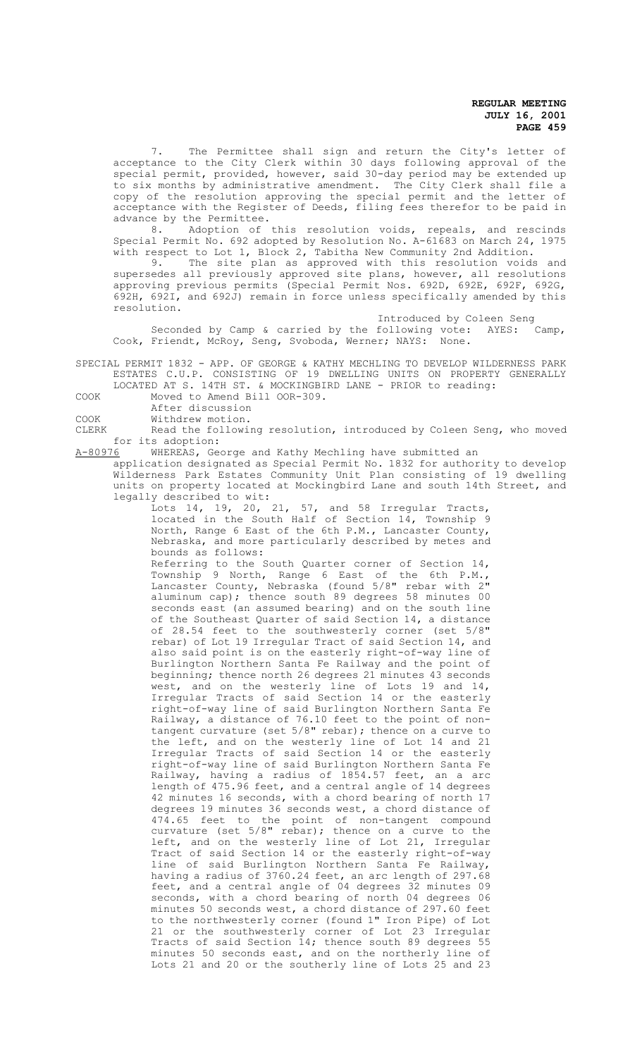7. The Permittee shall sign and return the City's letter of acceptance to the City Clerk within 30 days following approval of the special permit, provided, however, said 30-day period may be extended up to six months by administrative amendment. The City Clerk shall file a copy of the resolution approving the special permit and the letter of acceptance with the Register of Deeds, filing fees therefor to be paid in advance by the Permittee.

8. Adoption of this resolution voids, repeals, and rescinds Special Permit No. 692 adopted by Resolution No. A-61683 on March 24, 1975 with respect to Lot 1, Block 2, Tabitha New Community 2nd Addition.

9. The site plan as approved with this resolution voids and supersedes all previously approved site plans, however, all resolutions approving previous permits (Special Permit Nos. 692D, 692E, 692F, 692G, 692H, 692I, and 692J) remain in force unless specifically amended by this resolution.

Introduced by Coleen Seng

Seconded by Camp & carried by the following vote: AYES: Camp, Cook, Friendt, McRoy, Seng, Svoboda, Werner; NAYS: None.

SPECIAL PERMIT 1832 - APP. OF GEORGE & KATHY MECHLING TO DEVELOP WILDERNESS PARK ESTATES C.U.P. CONSISTING OF 19 DWELLING UNITS ON PROPERTY GENERALLY LOCATED AT S. 14TH ST. & MOCKINGBIRD LANE - PRIOR to reading:

COOK Moved to Amend Bill 00R-309.

After discussion

COOK Withdrew motion.

CLERK Read the following resolution, introduced by Coleen Seng, who moved for its adoption:

A-80976 WHEREAS, George and Kathy Mechling have submitted an application designated as Special Permit No. 1832 for authority to develop Wilderness Park Estates Community Unit Plan consisting of 19 dwelling units on property located at Mockingbird Lane and south 14th Street, and legally described to wit:

Lots 14, 19, 20, 21, 57, and 58 Irregular Tracts, located in the South Half of Section 14, Township 9 North, Range 6 East of the 6th P.M., Lancaster County, Nebraska, and more particularly described by metes and bounds as follows:

Referring to the South Quarter corner of Section 14, Township 9 North, Range 6 East of the 6th P.M., Lancaster County, Nebraska (found 5/8" rebar with 2" aluminum cap); thence south 89 degrees 58 minutes 00 seconds east (an assumed bearing) and on the south line of the Southeast Quarter of said Section 14, a distance of 28.54 feet to the southwesterly corner (set 5/8" rebar) of Lot 19 Irregular Tract of said Section 14, and also said point is on the easterly right-of-way line of Burlington Northern Santa Fe Railway and the point of beginning; thence north 26 degrees 21 minutes 43 seconds west, and on the westerly line of Lots 19 and 14, Irregular Tracts of said Section 14 or the easterly right-of-way line of said Burlington Northern Santa Fe Railway, a distance of 76.10 feet to the point of non-tangent curvature (set 5/8" rebar); thence on a curve to the left, and on the westerly line of Lot 14 and 21 Irregular Tracts of said Section 14 or the easterly right-of-way line of said Burlington Northern Santa Fe Railway, having a radius of 1854.57 feet, an a arc length of 475.96 feet, and a central angle of 14 degrees 42 minutes 16 seconds, with a chord bearing of north 17 degrees 19 minutes 36 seconds west, a chord distance of 474.65 feet to the point of non-tangent compound curvature (set 5/8" rebar); thence on a curve to the left, and on the westerly line of Lot 21, Irregular Tract of said Section 14 or the easterly right-of-way line of said Burlington Northern Santa Fe Railway, having a radius of 3760.24 feet, an arc length of 297.68 feet, and a central angle of 04 degrees 32 minutes 09 seconds, with a chord bearing of north 04 degrees 06 minutes 50 seconds west, a chord distance of 297.60 feet to the northwesterly corner (found 1" Iron Pipe) of Lot 21 or the southwesterly corner of Lot 23 Irregular Tracts of said Section 14; thence south 89 degrees 55 minutes 50 seconds east, and on the northerly line of Lots 21 and 20 or the southerly line of Lots 25 and 23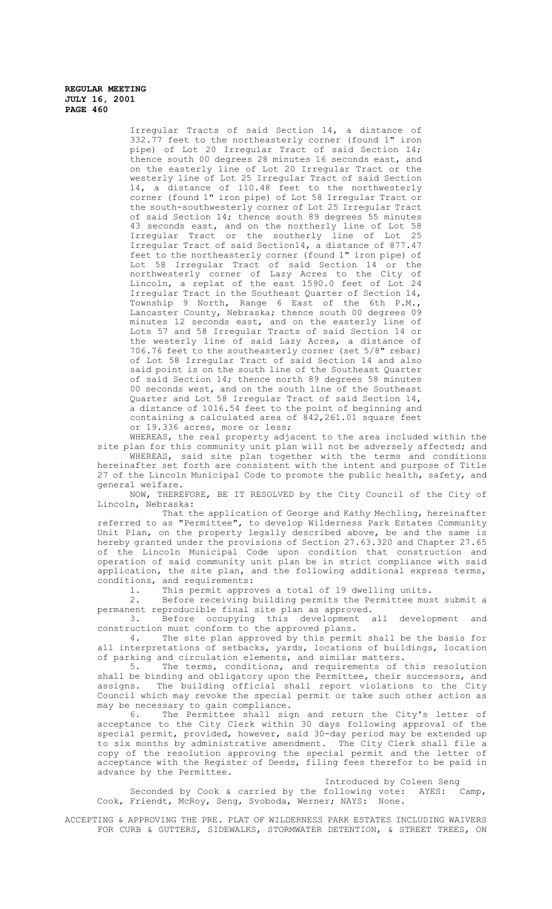Irregular Tracts of said Section 14, a distance of 332.77 feet to the northeasterly corner (found 1" iron pipe) of Lot 20 Irregular Tract of said Section 14; thence south 00 degrees 28 minutes 16 seconds east, and on the easterly line of Lot 20 Irregular Tract or the westerly line of Lot 25 Irregular Tract of said Section 14, a distance of 110.48 feet to the northwesterly corner (found 1" iron pipe) of Lot 58 Irregular Tract or the south-southwesterly corner of Lot 25 Irregular Tract of said Section 14; thence south 89 degrees 55 minutes 43 seconds east, and on the northerly line of Lot 58 Irregular Tract or the southerly line of Lot 25 Irregular Tract of said Section14, a distance of 877.47 feet to the northeasterly corner (found 1" iron pipe) of Lot 58 Irregular Tract of said Section 14 or the northwesterly corner of Lazy Acres to the City of Lincoln, a replat of the east 1590.0 feet of Lot 24 Irregular Tract in the Southeast Quarter of Section 14, Township 9 North, Range 6 East of the 6th P.M., Lancaster County, Nebraska; thence south 00 degrees 09 minutes 12 seconds east, and on the easterly line of Lots 57 and 58 Irregular Tracts of said Section 14 or the westerly line of said Lazy Acres, a distance of 706.76 feet to the southeasterly corner (set 5/8" rebar) of Lot 58 Irregular Tract of said Section 14 and also said point is on the south line of the Southeast Quarter of said Section 14; thence north 89 degrees 58 minutes 00 seconds west, and on the south line of the Southeast Quarter and Lot 58 Irregular Tract of said Section 14, a distance of 1016.54 feet to the point of beginning and containing a calculated area of 842,261.01 square feet or 19.336 acres, more or less;

WHEREAS, the real property adjacent to the area included within the site plan for this community unit plan will not be adversely affected; and

WHEREAS, said site plan together with the terms and conditions hereinafter set forth are consistent with the intent and purpose of Title 27 of the Lincoln Municipal Code to promote the public health, safety, and general welfare.

NOW, THEREFORE, BE IT RESOLVED by the City Council of the City of Lincoln, Nebraska:

That the application of George and Kathy Mechling, hereinafter referred to as "Permittee", to develop Wilderness Park Estates Community Unit Plan, on the property legally described above, be and the same is hereby granted under the provisions of Section 27.63.320 and Chapter 27.65 of the Lincoln Municipal Code upon condition that construction and operation of said community unit plan be in strict compliance with said application, the site plan, and the following additional express terms, conditions, and requirements:

1. This permit approves a total of 19 dwelling units.
2. Before receiving building permits the Permittee must submit a permanent reproducible final site plan as approved.
3. Before occupying this development all development and construction must conform to the approved plans.
4. The site plan approved by this permit shall be the basis for all interpretations of setbacks, yards, locations of buildings, location of parking and circulation elements, and similar matters.
5. The terms, conditions, and requirements of this resolution shall be binding and obligatory upon the Permittee, their successors, and assigns. The building official shall report violations to the City Council which may revoke the special permit or take such other action as may be necessary to gain compliance.
6. The Permittee shall sign and return the City's letter of acceptance to the City Clerk within 30 days following approval of the special permit, provided, however, said 30-day period may be extended up to six months by administrative amendment. The City Clerk shall file a copy of the resolution approving the special permit and the letter of acceptance with the Register of Deeds, filing fees therefor to be paid in advance by the Permittee.

Introduced by Coleen Seng

Seconded by Cook & carried by the following vote: AYES: Camp, Cook, Friendt, McRoy, Seng, Svoboda, Werner; NAYS: None.

ACCEPTING & APPROVING THE PRE. PLAT OF WILDERNESS PARK ESTATES INCLUDING WAIVERS FOR CURB & GUTTERS, SIDEWALKS, STORMWATER DETENTION, & STREET TREES, ON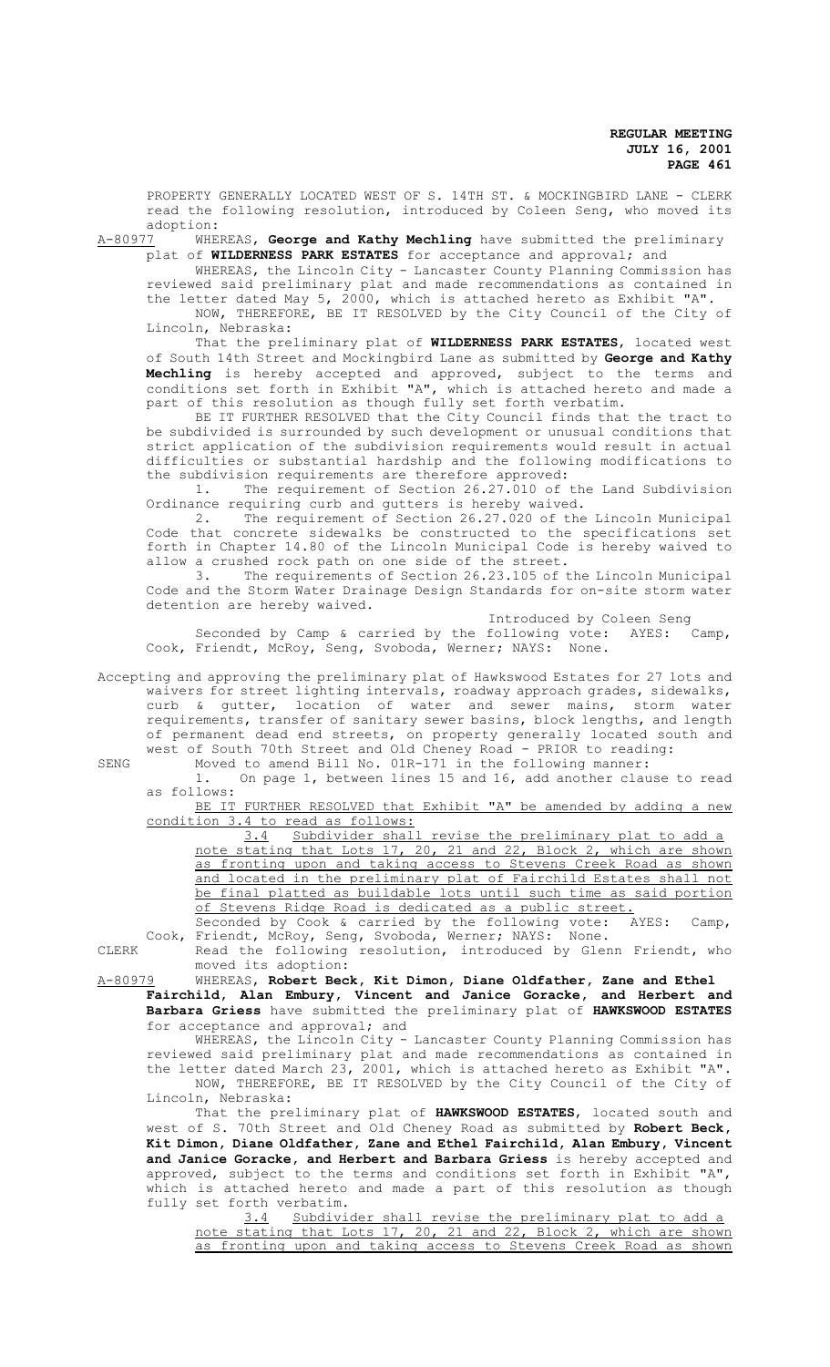PROPERTY GENERALLY LOCATED WEST OF S. 14TH ST. & MOCKINGBIRD LANE - CLERK read the following resolution, introduced by Coleen Seng, who moved its adoption:

A-80977 WHEREAS, **George and Kathy Mechling** have submitted the preliminary plat of **WILDERNESS PARK ESTATES** for acceptance and approval; and

WHEREAS, the Lincoln City - Lancaster County Planning Commission has reviewed said preliminary plat and made recommendations as contained in the letter dated May 5, 2000, which is attached hereto as Exhibit "A".

NOW, THEREFORE, BE IT RESOLVED by the City Council of the City of Lincoln, Nebraska:

That the preliminary plat of **WILDERNESS PARK ESTATES**, located west of South 14th Street and Mockingbird Lane as submitted by **George and Kathy Mechling** is hereby accepted and approved, subject to the terms and conditions set forth in Exhibit "A", which is attached hereto and made a part of this resolution as though fully set forth verbatim.

BE IT FURTHER RESOLVED that the City Council finds that the tract to be subdivided is surrounded by such development or unusual conditions that strict application of the subdivision requirements would result in actual difficulties or substantial hardship and the following modifications to the subdivision requirements are therefore approved:

1. The requirement of Section 26.27.010 of the Land Subdivision Ordinance requiring curb and gutters is hereby waived.
2. The requirement of Section 26.27.020 of the Lincoln Municipal Code that concrete sidewalks be constructed to the specifications set forth in Chapter 14.80 of the Lincoln Municipal Code is hereby waived to allow a crushed rock path on one side of the street.
3. The requirements of Section 26.23.105 of the Lincoln Municipal Code and the Storm Water Drainage Design Standards for on-site storm water detention are hereby waived.

Introduced by Coleen Seng

Seconded by Camp & carried by the following vote: AYES: Camp, Cook, Friendt, McRoy, Seng, Svoboda, Werner; NAYS: None.

Accepting and approving the preliminary plat of Hawkswood Estates for 27 lots and waivers for street lighting intervals, roadway approach grades, sidewalks, curb & gutter, location of water and sewer mains, storm water requirements, transfer of sanitary sewer basins, block lengths, and length of permanent dead end streets, on property generally located south and west of South 70th Street and Old Cheney Road - PRIOR to reading:

SENG Moved to amend Bill No. 01R-171 in the following manner:

1. On page 1, between lines 15 and 16, add another clause to read as follows:

<u>BE IT FURTHER RESOLVED that Exhibit "A" be amended by adding a new condition 3.4 to read as follows:</u>

<u>3.4 Subdivider shall revise the preliminary plat to add a note stating that Lots 17, 20, 21 and 22, Block 2, which are shown as fronting upon and taking access to Stevens Creek Road as shown and located in the preliminary plat of Fairchild Estates shall not be final platted as buildable lots until such time as said portion of Stevens Ridge Road is dedicated as a public street.</u>

Seconded by Cook & carried by the following vote: AYES: Camp, Cook, Friendt, McRoy, Seng, Svoboda, Werner; NAYS: None.

CLERK Read the following resolution, introduced by Glenn Friendt, who moved its adoption:

A-80979 WHEREAS, **Robert Beck, Kit Dimon, Diane Oldfather, Zane and Ethel Fairchild, Alan Embury, Vincent and Janice Goracke, and Herbert and Barbara Griess** have submitted the preliminary plat of **HAWKSWOOD ESTATES** for acceptance and approval; and

WHEREAS, the Lincoln City - Lancaster County Planning Commission has reviewed said preliminary plat and made recommendations as contained in the letter dated March 23, 2001, which is attached hereto as Exhibit "A".

NOW, THEREFORE, BE IT RESOLVED by the City Council of the City of Lincoln, Nebraska:

That the preliminary plat of **HAWKSWOOD ESTATES**, located south and west of S. 70th Street and Old Cheney Road as submitted by **Robert Beck, Kit Dimon, Diane Oldfather, Zane and Ethel Fairchild, Alan Embury, Vincent and Janice Goracke, and Herbert and Barbara Griess** is hereby accepted and approved, subject to the terms and conditions set forth in Exhibit "A", which is attached hereto and made a part of this resolution as though fully set forth verbatim.

<u>3.4 Subdivider shall revise the preliminary plat to add a note stating that Lots 17, 20, 21 and 22, Block 2, which are shown as fronting upon and taking access to Stevens Creek Road as shown</u>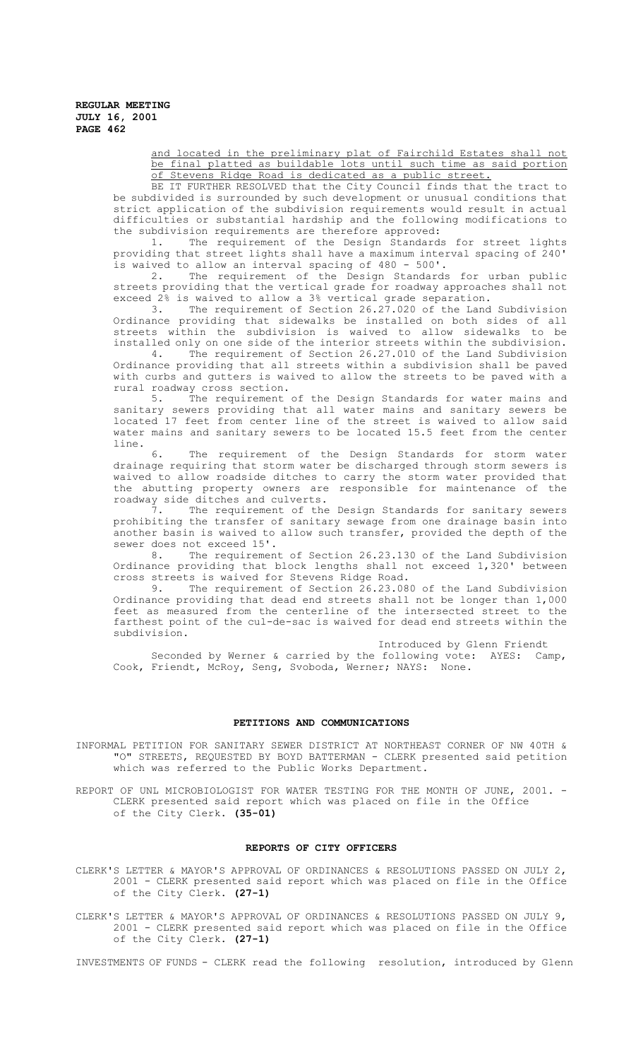and located in the preliminary plat of Fairchild Estates shall not be final platted as buildable lots until such time as said portion of Stevens Ridge Road is dedicated as a public street.

BE IT FURTHER RESOLVED that the City Council finds that the tract to be subdivided is surrounded by such development or unusual conditions that strict application of the subdivision requirements would result in actual difficulties or substantial hardship and the following modifications to the subdivision requirements are therefore approved:

1. The requirement of the Design Standards for street lights providing that street lights shall have a maximum interval spacing of 240' is waived to allow an interval spacing of 480 - 500'.

2. The requirement of the Design Standards for urban public streets providing that the vertical grade for roadway approaches shall not exceed 2% is waived to allow a 3% vertical grade separation.

3. The requirement of Section 26.27.020 of the Land Subdivision Ordinance providing that sidewalks be installed on both sides of all streets within the subdivision is waived to allow sidewalks to be installed only on one side of the interior streets within the subdivision.

4. The requirement of Section 26.27.010 of the Land Subdivision Ordinance providing that all streets within a subdivision shall be paved with curbs and gutters is waived to allow the streets to be paved with a rural roadway cross section.

5. The requirement of the Design Standards for water mains and sanitary sewers providing that all water mains and sanitary sewers be located 17 feet from center line of the street is waived to allow said water mains and sanitary sewers to be located 15.5 feet from the center line.

6. The requirement of the Design Standards for storm water drainage requiring that storm water be discharged through storm sewers is waived to allow roadside ditches to carry the storm water provided that the abutting property owners are responsible for maintenance of the roadway side ditches and culverts.

7. The requirement of the Design Standards for sanitary sewers prohibiting the transfer of sanitary sewage from one drainage basin into another basin is waived to allow such transfer, provided the depth of the sewer does not exceed 15'.

8. The requirement of Section 26.23.130 of the Land Subdivision Ordinance providing that block lengths shall not exceed 1,320' between cross streets is waived for Stevens Ridge Road.

9. The requirement of Section 26.23.080 of the Land Subdivision Ordinance providing that dead end streets shall not be longer than 1,000 feet as measured from the centerline of the intersected street to the farthest point of the cul-de-sac is waived for dead end streets within the subdivision.

Introduced by Glenn Friendt

Seconded by Werner & carried by the following vote: AYES: Camp, Cook, Friendt, McRoy, Seng, Svoboda, Werner; NAYS: None.

## PETITIONS AND COMMUNICATIONS

INFORMAL PETITION FOR SANITARY SEWER DISTRICT AT NORTHEAST CORNER OF NW 40TH & "O" STREETS, REQUESTED BY BOYD BATTERMAN - CLERK presented said petition which was referred to the Public Works Department.

REPORT OF UNL MICROBIOLOGIST FOR WATER TESTING FOR THE MONTH OF JUNE, 2001. - CLERK presented said report which was placed on file in the Office of the City Clerk. **(35-01)**

## REPORTS OF CITY OFFICERS

CLERK'S LETTER & MAYOR'S APPROVAL OF ORDINANCES & RESOLUTIONS PASSED ON JULY 2, 2001 - CLERK presented said report which was placed on file in the Office of the City Clerk. **(27-1)**

CLERK'S LETTER & MAYOR'S APPROVAL OF ORDINANCES & RESOLUTIONS PASSED ON JULY 9, 2001 - CLERK presented said report which was placed on file in the Office of the City Clerk. **(27-1)**

INVESTMENTS OF FUNDS - CLERK read the following resolution, introduced by Glenn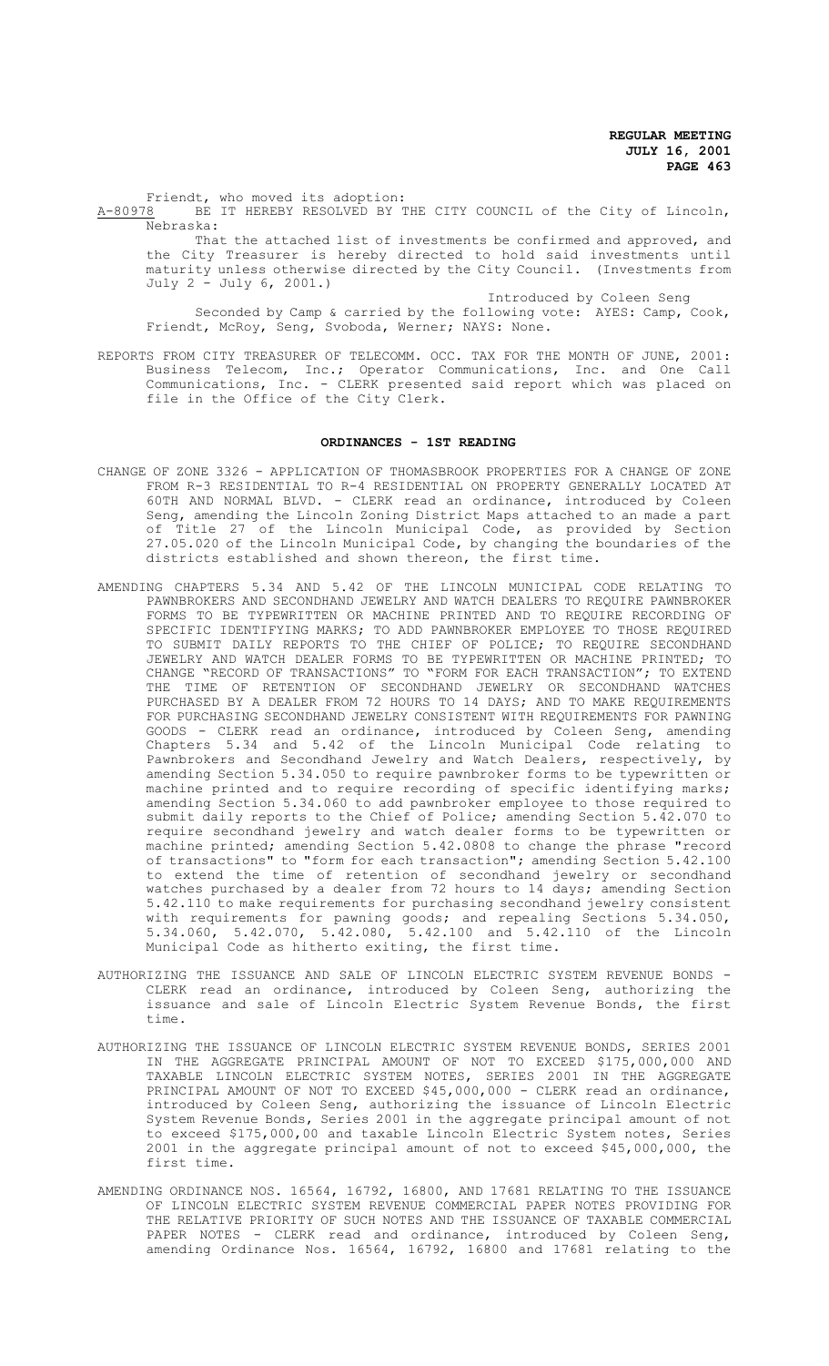Friendt, who moved its adoption:

A-80978 BE IT HEREBY RESOLVED BY THE CITY COUNCIL of the City of Lincoln, Nebraska:

That the attached list of investments be confirmed and approved, and the City Treasurer is hereby directed to hold said investments until maturity unless otherwise directed by the City Council. (Investments from July 2 - July 6, 2001.)

Introduced by Coleen Seng

Seconded by Camp & carried by the following vote: AYES: Camp, Cook, Friendt, McRoy, Seng, Svoboda, Werner; NAYS: None.

REPORTS FROM CITY TREASURER OF TELECOMM. OCC. TAX FOR THE MONTH OF JUNE, 2001: Business Telecom, Inc.; Operator Communications, Inc. and One Call Communications, Inc. - CLERK presented said report which was placed on file in the Office of the City Clerk.

## ORDINANCES - 1ST READING

CHANGE OF ZONE 3326 - APPLICATION OF THOMASBROOK PROPERTIES FOR A CHANGE OF ZONE FROM R-3 RESIDENTIAL TO R-4 RESIDENTIAL ON PROPERTY GENERALLY LOCATED AT 60TH AND NORMAL BLVD. - CLERK read an ordinance, introduced by Coleen Seng, amending the Lincoln Zoning District Maps attached to an made a part of Title 27 of the Lincoln Municipal Code, as provided by Section 27.05.020 of the Lincoln Municipal Code, by changing the boundaries of the districts established and shown thereon, the first time.

AMENDING CHAPTERS 5.34 AND 5.42 OF THE LINCOLN MUNICIPAL CODE RELATING TO PAWNBROKERS AND SECONDHAND JEWELRY AND WATCH DEALERS TO REQUIRE PAWNBROKER FORMS TO BE TYPEWRITTEN OR MACHINE PRINTED AND TO REQUIRE RECORDING OF SPECIFIC IDENTIFYING MARKS; TO ADD PAWNBROKER EMPLOYEE TO THOSE REQUIRED TO SUBMIT DAILY REPORTS TO THE CHIEF OF POLICE; TO REQUIRE SECONDHAND JEWELRY AND WATCH DEALER FORMS TO BE TYPEWRITTEN OR MACHINE PRINTED; TO CHANGE "RECORD OF TRANSACTIONS" TO "FORM FOR EACH TRANSACTION"; TO EXTEND THE TIME OF RETENTION OF SECONDHAND JEWELRY OR SECONDHAND WATCHES PURCHASED BY A DEALER FROM 72 HOURS TO 14 DAYS; AND TO MAKE REQUIREMENTS FOR PURCHASING SECONDHAND JEWELRY CONSISTENT WITH REQUIREMENTS FOR PAWNING GOODS - CLERK read an ordinance, introduced by Coleen Seng, amending Chapters 5.34 and 5.42 of the Lincoln Municipal Code relating to Pawnbrokers and Secondhand Jewelry and Watch Dealers, respectively, by amending Section 5.34.050 to require pawnbroker forms to be typewritten or machine printed and to require recording of specific identifying marks; amending Section 5.34.060 to add pawnbroker employee to those required to submit daily reports to the Chief of Police; amending Section 5.42.070 to require secondhand jewelry and watch dealer forms to be typewritten or machine printed; amending Section 5.42.0808 to change the phrase "record of transactions" to "form for each transaction"; amending Section 5.42.100 to extend the time of retention of secondhand jewelry or secondhand watches purchased by a dealer from 72 hours to 14 days; amending Section 5.42.110 to make requirements for purchasing secondhand jewelry consistent with requirements for pawning goods; and repealing Sections 5.34.050, 5.34.060, 5.42.070, 5.42.080, 5.42.100 and 5.42.110 of the Lincoln Municipal Code as hitherto exiting, the first time.

AUTHORIZING THE ISSUANCE AND SALE OF LINCOLN ELECTRIC SYSTEM REVENUE BONDS - CLERK read an ordinance, introduced by Coleen Seng, authorizing the issuance and sale of Lincoln Electric System Revenue Bonds, the first time.

AUTHORIZING THE ISSUANCE OF LINCOLN ELECTRIC SYSTEM REVENUE BONDS, SERIES 2001 IN THE AGGREGATE PRINCIPAL AMOUNT OF NOT TO EXCEED $175,000,000 AND TAXABLE LINCOLN ELECTRIC SYSTEM NOTES, SERIES 2001 IN THE AGGREGATE PRINCIPAL AMOUNT OF NOT TO EXCEED $45,000,000 - CLERK read an ordinance, introduced by Coleen Seng, authorizing the issuance of Lincoln Electric System Revenue Bonds, Series 2001 in the aggregate principal amount of not to exceed $175,000,00 and taxable Lincoln Electric System notes, Series 2001 in the aggregate principal amount of not to exceed $45,000,000, the first time.

AMENDING ORDINANCE NOS. 16564, 16792, 16800, AND 17681 RELATING TO THE ISSUANCE OF LINCOLN ELECTRIC SYSTEM REVENUE COMMERCIAL PAPER NOTES PROVIDING FOR THE RELATIVE PRIORITY OF SUCH NOTES AND THE ISSUANCE OF TAXABLE COMMERCIAL PAPER NOTES - CLERK read and ordinance, introduced by Coleen Seng, amending Ordinance Nos. 16564, 16792, 16800 and 17681 relating to the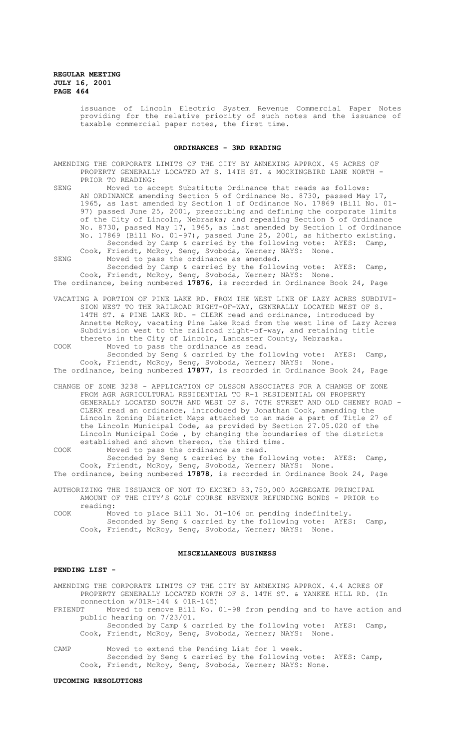issuance of Lincoln Electric System Revenue Commercial Paper Notes providing for the relative priority of such notes and the issuance of taxable commercial paper notes, the first time.

## ORDINANCES - 3RD READING

AMENDING THE CORPORATE LIMITS OF THE CITY BY ANNEXING APPROX. 45 ACRES OF PROPERTY GENERALLY LOCATED AT S. 14TH ST. & MOCKINGBIRD LANE NORTH - PRIOR TO READING:

SENG Moved to accept Substitute Ordinance that reads as follows: AN ORDINANCE amending Section 5 of Ordinance No. 8730, passed May 17, 1965, as last amended by Section 1 of Ordinance No. 17869 (Bill No. 01-97) passed June 25, 2001, prescribing and defining the corporate limits of the City of Lincoln, Nebraska; and repealing Section 5 of Ordinance No. 8730, passed May 17, 1965, as last amended by Section 1 of Ordinance No. 17869 (Bill No. 01-97), passed June 25, 2001, as hitherto existing.
Seconded by Camp & carried by the following vote: AYES: Camp, Cook, Friendt, McRoy, Seng, Svoboda, Werner; NAYS: None.

SENG Moved to pass the ordinance as amended.
Seconded by Camp & carried by the following vote: AYES: Camp, Cook, Friendt, McRoy, Seng, Svoboda, Werner; NAYS: None.

The ordinance, being numbered **17876**, is recorded in Ordinance Book 24, Page

VACATING A PORTION OF PINE LAKE RD. FROM THE WEST LINE OF LAZY ACRES SUBDIVISION WEST TO THE RAILROAD RIGHT-OF-WAY, GENERALLY LOCATED WEST OF S. 14TH ST. & PINE LAKE RD. - CLERK read and ordinance, introduced by Annette McRoy, vacating Pine Lake Road from the west line of Lazy Acres Subdivision west to the railroad right-of-way, and retaining title thereto in the City of Lincoln, Lancaster County, Nebraska.

COOK Moved to pass the ordinance as read.
Seconded by Seng & carried by the following vote: AYES: Camp, Cook, Friendt, McRoy, Seng, Svoboda, Werner; NAYS: None.

The ordinance, being numbered **17877**, is recorded in Ordinance Book 24, Page

CHANGE OF ZONE 3238 - APPLICATION OF OLSSON ASSOCIATES FOR A CHANGE OF ZONE FROM AGR AGRICULTURAL RESIDENTIAL TO R-1 RESIDENTIAL ON PROPERTY GENERALLY LOCATED SOUTH AND WEST OF S. 70TH STREET AND OLD CHENEY ROAD - CLERK read an ordinance, introduced by Jonathan Cook, amending the Lincoln Zoning District Maps attached to an made a part of Title 27 of the Lincoln Municipal Code, as provided by Section 27.05.020 of the Lincoln Municipal Code , by changing the boundaries of the districts established and shown thereon, the third time.

COOK Moved to pass the ordinance as read.
Seconded by Seng & carried by the following vote: AYES: Camp, Cook, Friendt, McRoy, Seng, Svoboda, Werner; NAYS: None.

The ordinance, being numbered **17878**, is recorded in Ordinance Book 24, Page

AUTHORIZING THE ISSUANCE OF NOT TO EXCEED $3,750,000 AGGREGATE PRINCIPAL AMOUNT OF THE CITY'S GOLF COURSE REVENUE REFUNDING BONDS - PRIOR to reading:

COOK Moved to place Bill No. 01-106 on pending indefinitely.
Seconded by Seng & carried by the following vote: AYES: Camp, Cook, Friendt, McRoy, Seng, Svoboda, Werner; NAYS: None.

## MISCELLANEOUS BUSINESS

### PENDING LIST -

AMENDING THE CORPORATE LIMITS OF THE CITY BY ANNEXING APPROX. 4.4 ACRES OF PROPERTY GENERALLY LOCATED NORTH OF S. 14TH ST. & YANKEE HILL RD. (In connection w/01R-144 & 01R-145)

FRIENDT Moved to remove Bill No. 01-98 from pending and to have action and public hearing on 7/23/01.
Seconded by Camp & carried by the following vote: AYES: Camp, Cook, Friendt, McRoy, Seng, Svoboda, Werner; NAYS: None.

CAMP Moved to extend the Pending List for 1 week.
Seconded by Seng & carried by the following vote: AYES: Camp, Cook, Friendt, McRoy, Seng, Svoboda, Werner; NAYS: None.

### UPCOMING RESOLUTIONS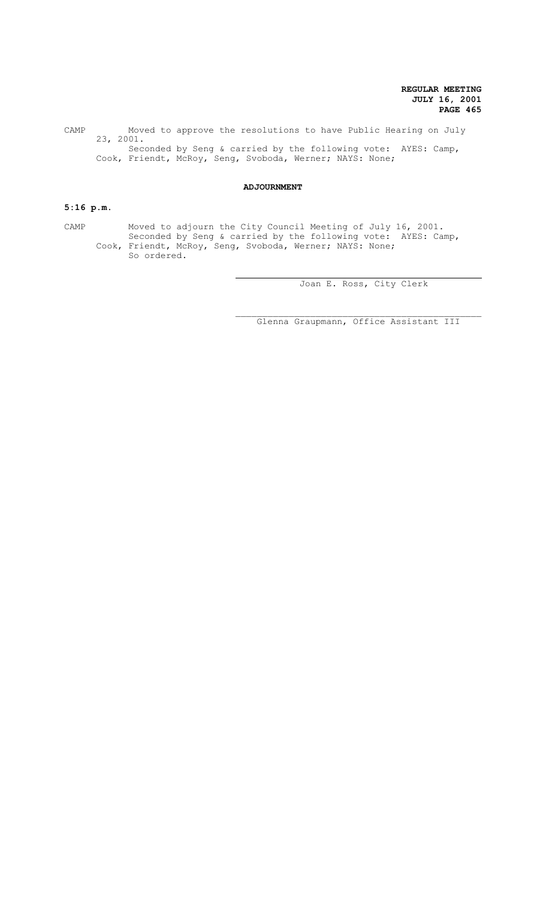CAMP Moved to approve the resolutions to have Public Hearing on July 23, 2001.
Seconded by Seng & carried by the following vote: AYES: Camp, Cook, Friendt, McRoy, Seng, Svoboda, Werner; NAYS: None;

## ADJOURNMENT

**5:16 p.m.**

CAMP Moved to adjourn the City Council Meeting of July 16, 2001.
Seconded by Seng & carried by the following vote: AYES: Camp, Cook, Friendt, McRoy, Seng, Svoboda, Werner; NAYS: None;
So ordered.

Joan E. Ross, City Clerk

Glenna Graupmann, Office Assistant III